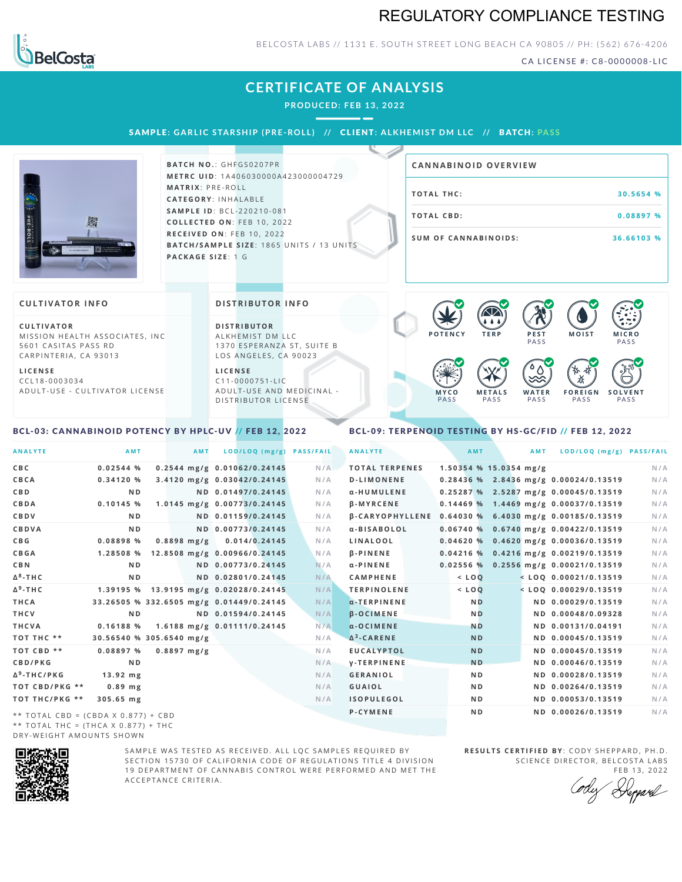# REGULATORY COMPLIANCE TESTING

BELCOSTA LABS // 1131 E. SOUTH STREET LONG BEACH CA 90805 // PH: (562) 676-4206

CA LICENSE #: C8-0000008-LIC

## CERTIFICATE OF ANALYSIS

PRODUCED: FEB 13, 2022

**SAMPLE:** GARLIC STARSHIP (PRE-ROLL) // **CLIENT:** ALKHEMIST DM LLC // **BATCH:** PASS

**BATCH NO.:** GHFGS0207PR
**METRC UID:** 1A406030000A423000004729
**MATRIX:** PRE-ROLL
**CATEGORY:** INHALABLE
**SAMPLE ID:** BCL-220210-081
**COLLECTED ON:** FEB 10, 2022
**RECEIVED ON:** FEB 10, 2022
**BATCH/SAMPLE SIZE:** 1865 UNITS / 13 UNITS
**PACKAGE SIZE:** 1 G

### CANNABINOID OVERVIEW

| | |
|---|---|
| TOTAL THC: | 30.5654 % |
| TOTAL CBD: | 0.08897 % |
| SUM OF CANNABINOIDS: | 36.66103 % |

### CULTIVATOR INFO

**CULTIVATOR**
MISSION HEALTH ASSOCIATES, INC
5601 CASITAS PASS RD
CARPINTERIA, CA 93013

**LICENSE**
CCL18-0003034
ADULT-USE - CULTIVATOR LICENSE

### DISTRIBUTOR INFO

**DISTRIBUTOR**
ALKHEMIST DM LLC
1370 ESPERANZA ST, SUITE B
LOS ANGELES, CA 90023

**LICENSE**
C11-0000751-LIC
ADULT-USE AND MEDICINAL - DISTRIBUTOR LICENSE

POTENCY | TERP | PEST PASS | MOIST | MICRO PASS | MYCO PASS | METALS PASS | WATER PASS | FOREIGN PASS | SOLVENT PASS

### BCL-03: CANNABINOID POTENCY BY HPLC-UV // FEB 12, 2022

| ANALYTE | AMT | AMT | LOD/LOQ (mg/g) | PASS/FAIL |
|---|---|---|---|---|
| CBC | 0.02544 % | 0.2544 mg/g | 0.01062/0.24145 | N/A |
| CBCA | 0.34120 % | 3.4120 mg/g | 0.03042/0.24145 | N/A |
| CBD | ND | ND | 0.01497/0.24145 | N/A |
| CBDA | 0.10145 % | 1.0145 mg/g | 0.00773/0.24145 | N/A |
| CBDV | ND | ND | 0.01159/0.24145 | N/A |
| CBDVA | ND | ND | 0.00773/0.24145 | N/A |
| CBG | 0.08898 % | 0.8898 mg/g | 0.014/0.24145 | N/A |
| CBGA | 1.28508 % | 12.8508 mg/g | 0.00966/0.24145 | N/A |
| CBN | ND | ND | 0.00773/0.24145 | N/A |
| $\Delta^8$-THC | ND | ND | 0.02801/0.24145 | N/A |
| $\Delta^9$-THC | 1.39195 % | 13.9195 mg/g | 0.02028/0.24145 | N/A |
| THCA | 33.26505 % | 332.6505 mg/g | 0.01449/0.24145 | N/A |
| THCV | ND | ND | 0.01594/0.24145 | N/A |
| THCVA | 0.16188 % | 1.6188 mg/g | 0.01111/0.24145 | N/A |
| TOT THC ** | 30.56540 % | 305.6540 mg/g | | N/A |
| TOT CBD ** | 0.08897 % | 0.8897 mg/g | | N/A |
| CBD/PKG | ND | | | N/A |
| $\Delta^9$-THC/PKG | 13.92 mg | | | N/A |
| TOT CBD/PKG ** | 0.89 mg | | | N/A |
| TOT THC/PKG ** | 305.65 mg | | | N/A |

** TOTAL CBD = (CBDA X 0.877) + CBD
** TOTAL THC = (THCA X 0.877) + THC
DRY-WEIGHT AMOUNTS SHOWN

### BCL-09: TERPENOID TESTING BY HS-GC/FID // FEB 12, 2022

| ANALYTE | AMT | AMT | LOD/LOQ (mg/g) | PASS/FAIL |
|---|---|---|---|---|
| TOTAL TERPENES | 1.50354 % | 15.0354 mg/g | | N/A |
| D-LIMONENE | 0.28436 % | 2.8436 mg/g | 0.00024/0.13519 | N/A |
| α-HUMULENE | 0.25287 % | 2.5287 mg/g | 0.00045/0.13519 | N/A |
| β-MYRCENE | 0.14469 % | 1.4469 mg/g | 0.00037/0.13519 | N/A |
| β-CARYOPHYLLENE | 0.64030 % | 6.4030 mg/g | 0.00185/0.13519 | N/A |
| α-BISABOLOL | 0.06740 % | 0.6740 mg/g | 0.00422/0.13519 | N/A |
| LINALOOL | 0.04620 % | 0.4620 mg/g | 0.00036/0.13519 | N/A |
| β-PINENE | 0.04216 % | 0.4216 mg/g | 0.00219/0.13519 | N/A |
| α-PINENE | 0.02556 % | 0.2556 mg/g | 0.00021/0.13519 | N/A |
| CAMPHENE | < LOQ | < LOQ | 0.00021/0.13519 | N/A |
| TERPINOLENE | < LOQ | < LOQ | 0.00029/0.13519 | N/A |
| α-TERPINENE | ND | ND | 0.00029/0.13519 | N/A |
| β-OCIMENE | ND | ND | 0.00048/0.09328 | N/A |
| α-OCIMENE | ND | ND | 0.00131/0.04191 | N/A |
| $\Delta^3$-CARENE | ND | ND | 0.00045/0.13519 | N/A |
| EUCALYPTOL | ND | ND | 0.00045/0.13519 | N/A |
| γ-TERPINENE | ND | ND | 0.00046/0.13519 | N/A |
| GERANIOL | ND | ND | 0.00028/0.13519 | N/A |
| GUAIOL | ND | ND | 0.00264/0.13519 | N/A |
| ISOPULEGOL | ND | ND | 0.00053/0.13519 | N/A |
| P-CYMENE | ND | ND | 0.00026/0.13519 | N/A |

SAMPLE WAS TESTED AS RECEIVED. ALL LQC SAMPLES REQUIRED BY SECTION 15730 OF CALIFORNIA CODE OF REGULATIONS TITLE 4 DIVISION 19 DEPARTMENT OF CANNABIS CONTROL WERE PERFORMED AND MET THE ACCEPTANCE CRITERIA.

**RESULTS CERTIFIED BY:** CODY SHEPPARD, PH.D.
SCIENCE DIRECTOR, BELCOSTA LABS
FEB 13, 2022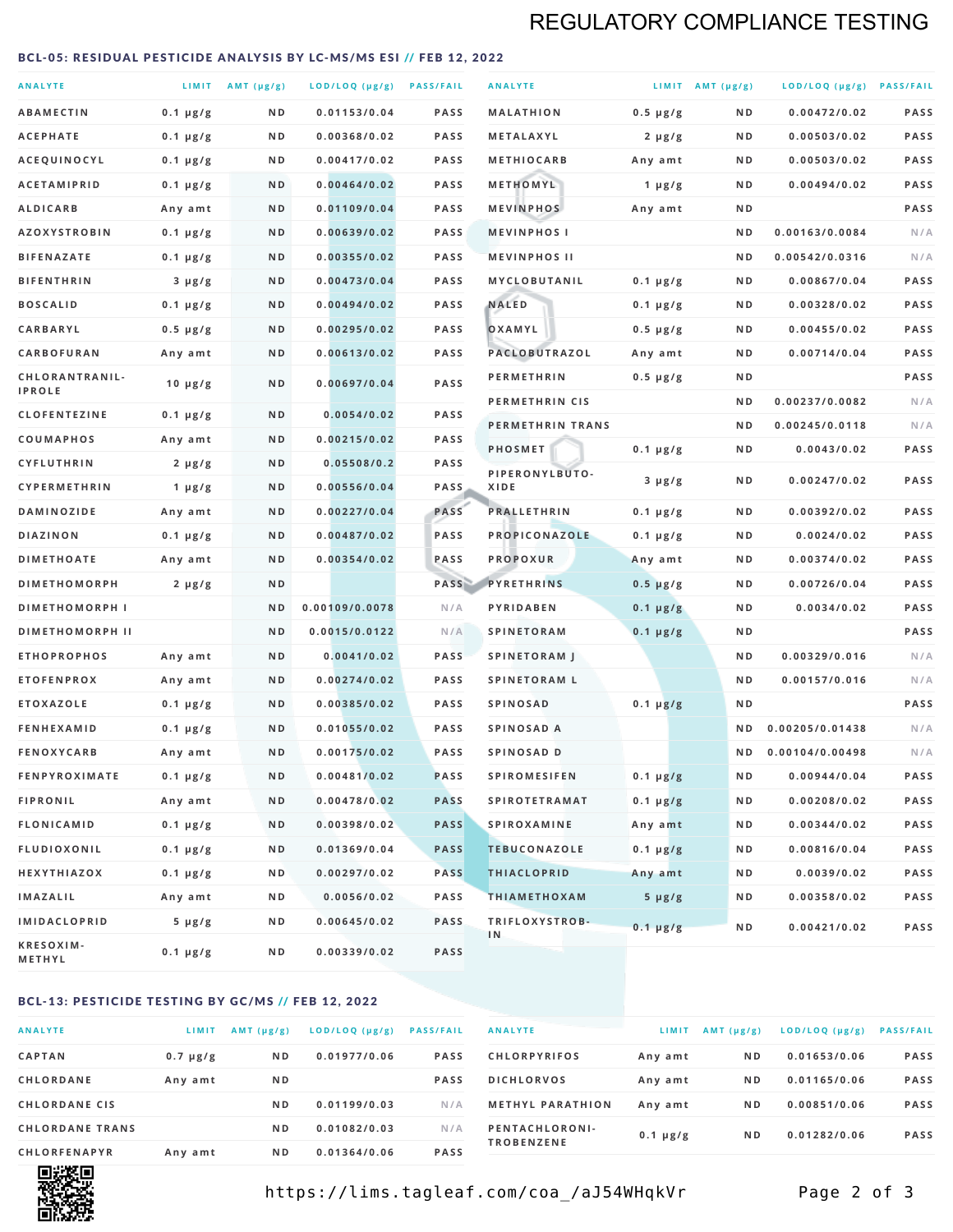# REGULATORY COMPLIANCE TESTING

## BCL-05: RESIDUAL PESTICIDE ANALYSIS BY LC-MS/MS ESI // FEB 12, 2022

| ANALYTE | LIMIT | AMT (µg/g) | LOD/LOQ (µg/g) | PASS/FAIL |
|---|---|---|---|---|
| ABAMECTIN | 0.1 µg/g | ND | 0.01153/0.04 | PASS |
| ACEPHATE | 0.1 µg/g | ND | 0.00368/0.02 | PASS |
| ACEQUINOCYL | 0.1 µg/g | ND | 0.00417/0.02 | PASS |
| ACETAMIPRID | 0.1 µg/g | ND | 0.00464/0.02 | PASS |
| ALDICARB | Any amt | ND | 0.01109/0.04 | PASS |
| AZOXYSTROBIN | 0.1 µg/g | ND | 0.00639/0.02 | PASS |
| BIFENAZATE | 0.1 µg/g | ND | 0.00355/0.02 | PASS |
| BIFENTHRIN | 3 µg/g | ND | 0.00473/0.04 | PASS |
| BOSCALID | 0.1 µg/g | ND | 0.00494/0.02 | PASS |
| CARBARYL | 0.5 µg/g | ND | 0.00295/0.02 | PASS |
| CARBOFURAN | Any amt | ND | 0.00613/0.02 | PASS |
| CHLORANTRANILIPROLE | 10 µg/g | ND | 0.00697/0.04 | PASS |
| CLOFENTEZINE | 0.1 µg/g | ND | 0.0054/0.02 | PASS |
| COUMAPHOS | Any amt | ND | 0.00215/0.02 | PASS |
| CYFLUTHRIN | 2 µg/g | ND | 0.05508/0.2 | PASS |
| CYPERMETHRIN | 1 µg/g | ND | 0.00556/0.04 | PASS |
| DAMINOZIDE | Any amt | ND | 0.00227/0.04 | PASS |
| DIAZINON | 0.1 µg/g | ND | 0.00487/0.02 | PASS |
| DIMETHOATE | Any amt | ND | 0.00354/0.02 | PASS |
| DIMETHOMORPH | 2 µg/g | ND | | PASS |
| DIMETHOMORPH I | | ND | 0.00109/0.0078 | N/A |
| DIMETHOMORPH II | | ND | 0.0015/0.0122 | N/A |
| ETHOPROPHOS | Any amt | ND | 0.0041/0.02 | PASS |
| ETOFENPROX | Any amt | ND | 0.00274/0.02 | PASS |
| ETOXAZOLE | 0.1 µg/g | ND | 0.00385/0.02 | PASS |
| FENHEXAMID | 0.1 µg/g | ND | 0.01055/0.02 | PASS |
| FENOXYCARB | Any amt | ND | 0.00175/0.02 | PASS |
| FENPYROXIMATE | 0.1 µg/g | ND | 0.00481/0.02 | PASS |
| FIPRONIL | Any amt | ND | 0.00478/0.02 | PASS |
| FLONICAMID | 0.1 µg/g | ND | 0.00398/0.02 | PASS |
| FLUDIOXONIL | 0.1 µg/g | ND | 0.01369/0.04 | PASS |
| HEXYTHIAZOX | 0.1 µg/g | ND | 0.00297/0.02 | PASS |
| IMAZALIL | Any amt | ND | 0.0056/0.02 | PASS |
| IMIDACLOPRID | 5 µg/g | ND | 0.00645/0.02 | PASS |
| KRESOXIM-METHYL | 0.1 µg/g | ND | 0.00339/0.02 | PASS |
| MALATHION | 0.5 µg/g | ND | 0.00472/0.02 | PASS |
| METALAXYL | 2 µg/g | ND | 0.00503/0.02 | PASS |
| METHIOCARB | Any amt | ND | 0.00503/0.02 | PASS |
| METHOMYL | 1 µg/g | ND | 0.00494/0.02 | PASS |
| MEVINPHOS | Any amt | ND | | PASS |
| MEVINPHOS I | | ND | 0.00163/0.0084 | N/A |
| MEVINPHOS II | | ND | 0.00542/0.0316 | N/A |
| MYCLOBUTANIL | 0.1 µg/g | ND | 0.00867/0.04 | PASS |
| NALED | 0.1 µg/g | ND | 0.00328/0.02 | PASS |
| OXAMYL | 0.5 µg/g | ND | 0.00455/0.02 | PASS |
| PACLOBUTRAZOL | Any amt | ND | 0.00714/0.04 | PASS |
| PERMETHRIN | 0.5 µg/g | ND | | PASS |
| PERMETHRIN CIS | | ND | 0.00237/0.0082 | N/A |
| PERMETHRIN TRANS | | ND | 0.00245/0.0118 | N/A |
| PHOSMET | 0.1 µg/g | ND | 0.0043/0.02 | PASS |
| PIPERONYLBUTOXIDE | 3 µg/g | ND | 0.00247/0.02 | PASS |
| PRALLETHRIN | 0.1 µg/g | ND | 0.00392/0.02 | PASS |
| PROPICONAZOLE | 0.1 µg/g | ND | 0.0024/0.02 | PASS |
| PROPOXUR | Any amt | ND | 0.00374/0.02 | PASS |
| PYRETHRINS | 0.5 µg/g | ND | 0.00726/0.04 | PASS |
| PYRIDABEN | 0.1 µg/g | ND | 0.0034/0.02 | PASS |
| SPINETORAM | 0.1 µg/g | ND | | PASS |
| SPINETORAM J | | ND | 0.00329/0.016 | N/A |
| SPINETORAM L | | ND | 0.00157/0.016 | N/A |
| SPINOSAD | 0.1 µg/g | ND | | PASS |
| SPINOSAD A | | ND | 0.00205/0.01438 | N/A |
| SPINOSAD D | | ND | 0.00104/0.00498 | N/A |
| SPIROMESIFEN | 0.1 µg/g | ND | 0.00944/0.04 | PASS |
| SPIROTETRAMAT | 0.1 µg/g | ND | 0.00208/0.02 | PASS |
| SPIROXAMINE | Any amt | ND | 0.00344/0.02 | PASS |
| TEBUCONAZOLE | 0.1 µg/g | ND | 0.00816/0.04 | PASS |
| THIACLOPRID | Any amt | ND | 0.0039/0.02 | PASS |
| THIAMETHOXAM | 5 µg/g | ND | 0.00358/0.02 | PASS |
| TRIFLOXYSTROBIN | 0.1 µg/g | ND | 0.00421/0.02 | PASS |

## BCL-13: PESTICIDE TESTING BY GC/MS // FEB 12, 2022

| ANALYTE | LIMIT | AMT (µg/g) | LOD/LOQ (µg/g) | PASS/FAIL |
|---|---|---|---|---|
| CAPTAN | 0.7 µg/g | ND | 0.01977/0.06 | PASS |
| CHLORDANE | Any amt | ND | | PASS |
| CHLORDANE CIS | | ND | 0.01199/0.03 | N/A |
| CHLORDANE TRANS | | ND | 0.01082/0.03 | N/A |
| CHLORFENAPYR | Any amt | ND | 0.01364/0.06 | PASS |
| CHLORPYRIFOS | Any amt | ND | 0.01653/0.06 | PASS |
| DICHLORVOS | Any amt | ND | 0.01165/0.06 | PASS |
| METHYL PARATHION | Any amt | ND | 0.00851/0.06 | PASS |
| PENTACHLORONITROBENZENE | 0.1 µg/g | ND | 0.01282/0.06 | PASS |

https://lims.tagleaf.com/coa_/aJ54WHqkVr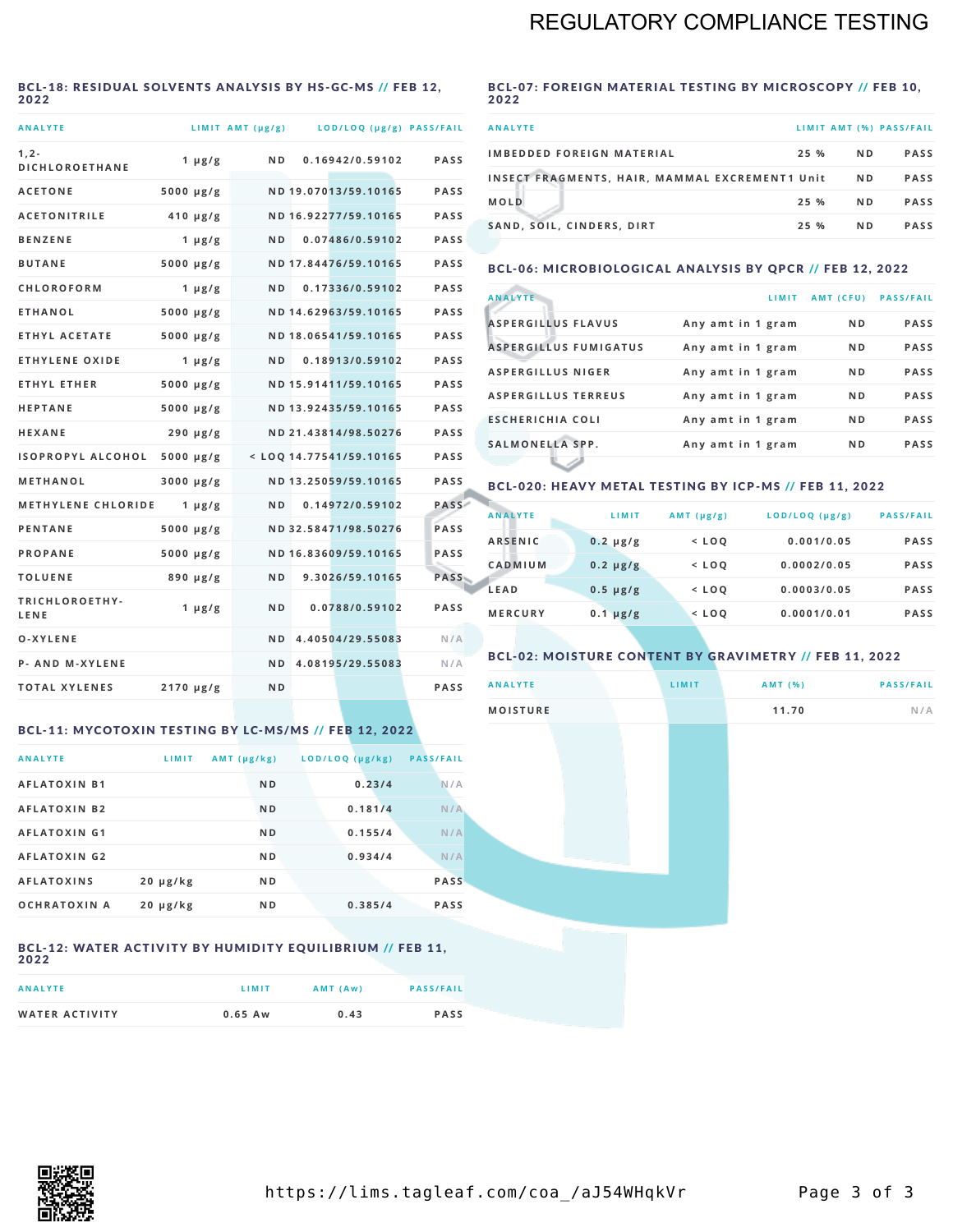# REGULATORY COMPLIANCE TESTING

## BCL-18: RESIDUAL SOLVENTS ANALYSIS BY HS-GC-MS // FEB 12, 2022

| ANALYTE | LIMIT | AMT (μg/g) | LOD/LOQ (μg/g) | PASS/FAIL |
|---|---|---|---|---|
| 1,2-DICHLOROETHANE | 1 μg/g | ND | 0.16942/0.59102 | PASS |
| ACETONE | 5000 μg/g | ND | 19.07013/59.10165 | PASS |
| ACETONITRILE | 410 μg/g | ND | 16.92277/59.10165 | PASS |
| BENZENE | 1 μg/g | ND | 0.07486/0.59102 | PASS |
| BUTANE | 5000 μg/g | ND | 17.84476/59.10165 | PASS |
| CHLOROFORM | 1 μg/g | ND | 0.17336/0.59102 | PASS |
| ETHANOL | 5000 μg/g | ND | 14.62963/59.10165 | PASS |
| ETHYL ACETATE | 5000 μg/g | ND | 18.06541/59.10165 | PASS |
| ETHYLENE OXIDE | 1 μg/g | ND | 0.18913/0.59102 | PASS |
| ETHYL ETHER | 5000 μg/g | ND | 15.91411/59.10165 | PASS |
| HEPTANE | 5000 μg/g | ND | 13.92435/59.10165 | PASS |
| HEXANE | 290 μg/g | ND | 21.43814/98.50276 | PASS |
| ISOPROPYL ALCOHOL | 5000 μg/g | < LOQ | 14.77541/59.10165 | PASS |
| METHANOL | 3000 μg/g | ND | 13.25059/59.10165 | PASS |
| METHYLENE CHLORIDE | 1 μg/g | ND | 0.14972/0.59102 | PASS |
| PENTANE | 5000 μg/g | ND | 32.58471/98.50276 | PASS |
| PROPANE | 5000 μg/g | ND | 16.83609/59.10165 | PASS |
| TOLUENE | 890 μg/g | ND | 9.3026/59.10165 | PASS |
| TRICHLOROETHYLENE | 1 μg/g | ND | 0.0788/0.59102 | PASS |
| O-XYLENE | | ND | 4.40504/29.55083 | N/A |
| P- AND M-XYLENE | | ND | 4.08195/29.55083 | N/A |
| TOTAL XYLENES | 2170 μg/g | ND | | PASS |

## BCL-11: MYCOTOXIN TESTING BY LC-MS/MS // FEB 12, 2022

| ANALYTE | LIMIT | AMT (μg/kg) | LOD/LOQ (μg/kg) | PASS/FAIL |
|---|---|---|---|---|
| AFLATOXIN B1 | | ND | 0.23/4 | N/A |
| AFLATOXIN B2 | | ND | 0.181/4 | N/A |
| AFLATOXIN G1 | | ND | 0.155/4 | N/A |
| AFLATOXIN G2 | | ND | 0.934/4 | N/A |
| AFLATOXINS | 20 μg/kg | ND | | PASS |
| OCHRATOXIN A | 20 μg/kg | ND | 0.385/4 | PASS |

## BCL-12: WATER ACTIVITY BY HUMIDITY EQUILIBRIUM // FEB 11, 2022

| ANALYTE | LIMIT | AMT (Aw) | PASS/FAIL |
|---|---|---|---|
| WATER ACTIVITY | 0.65 Aw | 0.43 | PASS |

## BCL-07: FOREIGN MATERIAL TESTING BY MICROSCOPY // FEB 10, 2022

| ANALYTE | LIMIT | AMT (%) | PASS/FAIL |
|---|---|---|---|
| IMBEDDED FOREIGN MATERIAL | 25 % | ND | PASS |
| INSECT FRAGMENTS, HAIR, MAMMAL EXCREMENT | 1 Unit | ND | PASS |
| MOLD | 25 % | ND | PASS |
| SAND, SOIL, CINDERS, DIRT | 25 % | ND | PASS |

## BCL-06: MICROBIOLOGICAL ANALYSIS BY QPCR // FEB 12, 2022

| ANALYTE | LIMIT | AMT (CFU) | PASS/FAIL |
|---|---|---|---|
| ASPERGILLUS FLAVUS | Any amt in 1 gram | ND | PASS |
| ASPERGILLUS FUMIGATUS | Any amt in 1 gram | ND | PASS |
| ASPERGILLUS NIGER | Any amt in 1 gram | ND | PASS |
| ASPERGILLUS TERREUS | Any amt in 1 gram | ND | PASS |
| ESCHERICHIA COLI | Any amt in 1 gram | ND | PASS |
| SALMONELLA SPP. | Any amt in 1 gram | ND | PASS |

## BCL-020: HEAVY METAL TESTING BY ICP-MS // FEB 11, 2022

| ANALYTE | LIMIT | AMT (μg/g) | LOD/LOQ (μg/g) | PASS/FAIL |
|---|---|---|---|---|
| ARSENIC | 0.2 μg/g | < LOQ | 0.001/0.05 | PASS |
| CADMIUM | 0.2 μg/g | < LOQ | 0.0002/0.05 | PASS |
| LEAD | 0.5 μg/g | < LOQ | 0.0003/0.05 | PASS |
| MERCURY | 0.1 μg/g | < LOQ | 0.0001/0.01 | PASS |

## BCL-02: MOISTURE CONTENT BY GRAVIMETRY // FEB 11, 2022

| ANALYTE | LIMIT | AMT (%) | PASS/FAIL |
|---|---|---|---|
| MOISTURE | | 11.70 | N/A |

https://lims.tagleaf.com/coa_/aJ54WHqkVr